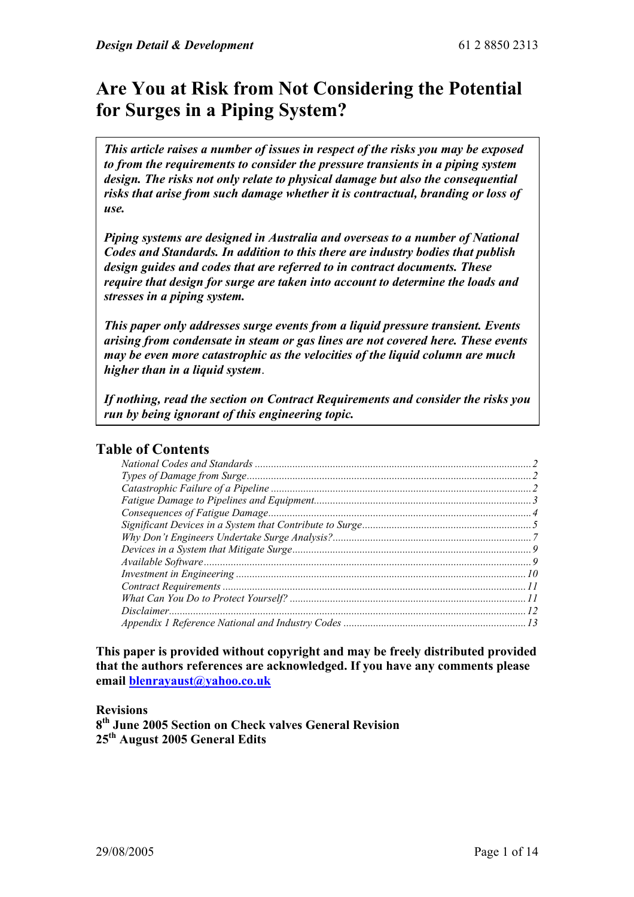# Are You at Risk from Not Considering the Potential for Surges in a Piping System?

***This article raises a number of issues in respect of the risks you may be exposed to from the requirements to consider the pressure transients in a piping system design. The risks not only relate to physical damage but also the consequential risks that arise from such damage whether it is contractual, branding or loss of use.***

***Piping systems are designed in Australia and overseas to a number of National Codes and Standards. In addition to this there are industry bodies that publish design guides and codes that are referred to in contract documents. These require that design for surge are taken into account to determine the loads and stresses in a piping system.***

***This paper only addresses surge events from a liquid pressure transient. Events arising from condensate in steam or gas lines are not covered here. These events may be even more catastrophic as the velocities of the liquid column are much higher than in a liquid system.***

***If nothing, read the section on Contract Requirements and consider the risks you run by being ignorant of this engineering topic.***

## Table of Contents

*National Codes and Standards* ........ 2
*Types of Damage from Surge* ........ 2
*Catastrophic Failure of a Pipeline* ........ 2
*Fatigue Damage to Pipelines and Equipment* ........ 3
*Consequences of Fatigue Damage* ........ 4
*Significant Devices in a System that Contribute to Surge* ........ 5
*Why Don't Engineers Undertake Surge Analysis?* ........ 7
*Devices in a System that Mitigate Surge* ........ 9
*Available Software* ........ 9
*Investment in Engineering* ........ 10
*Contract Requirements* ........ 11
*What Can You Do to Protect Yourself?* ........ 11
*Disclaimer* ........ 12
*Appendix 1 Reference National and Industry Codes* ........ 13

**This paper is provided without copyright and may be freely distributed provided that the authors references are acknowledged. If you have any comments please email [blenrayaust@yahoo.co.uk](mailto:blenrayaust@yahoo.co.uk)**

**Revisions**
**8th June 2005 Section on Check valves General Revision**
**25th August 2005 General Edits**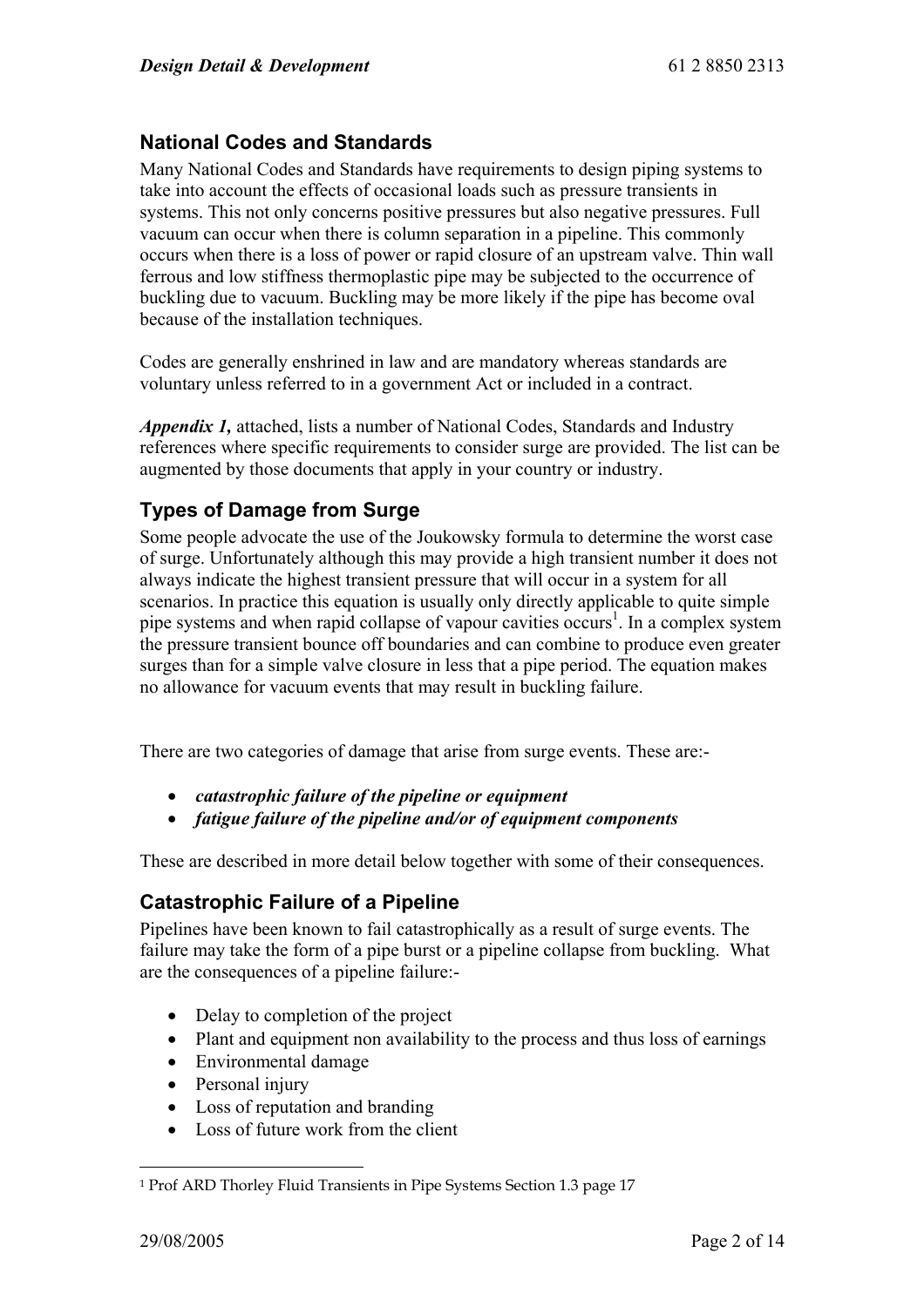## National Codes and Standards

Many National Codes and Standards have requirements to design piping systems to take into account the effects of occasional loads such as pressure transients in systems. This not only concerns positive pressures but also negative pressures. Full vacuum can occur when there is column separation in a pipeline. This commonly occurs when there is a loss of power or rapid closure of an upstream valve. Thin wall ferrous and low stiffness thermoplastic pipe may be subjected to the occurrence of buckling due to vacuum. Buckling may be more likely if the pipe has become oval because of the installation techniques.

Codes are generally enshrined in law and are mandatory whereas standards are voluntary unless referred to in a government Act or included in a contract.

***Appendix 1,*** attached, lists a number of National Codes, Standards and Industry references where specific requirements to consider surge are provided. The list can be augmented by those documents that apply in your country or industry.

## Types of Damage from Surge

Some people advocate the use of the Joukowsky formula to determine the worst case of surge. Unfortunately although this may provide a high transient number it does not always indicate the highest transient pressure that will occur in a system for all scenarios. In practice this equation is usually only directly applicable to quite simple pipe systems and when rapid collapse of vapour cavities occurs[1]. In a complex system the pressure transient bounce off boundaries and can combine to produce even greater surges than for a simple valve closure in less that a pipe period. The equation makes no allowance for vacuum events that may result in buckling failure.

There are two categories of damage that arise from surge events. These are:-

- ***catastrophic failure of the pipeline or equipment***
- ***fatigue failure of the pipeline and/or of equipment components***

These are described in more detail below together with some of their consequences.

## Catastrophic Failure of a Pipeline

Pipelines have been known to fail catastrophically as a result of surge events. The failure may take the form of a pipe burst or a pipeline collapse from buckling. What are the consequences of a pipeline failure:-

- Delay to completion of the project
- Plant and equipment non availability to the process and thus loss of earnings
- Environmental damage
- Personal injury
- Loss of reputation and branding
- Loss of future work from the client

---

[1] Prof ARD Thorley Fluid Transients in Pipe Systems Section 1.3 page 17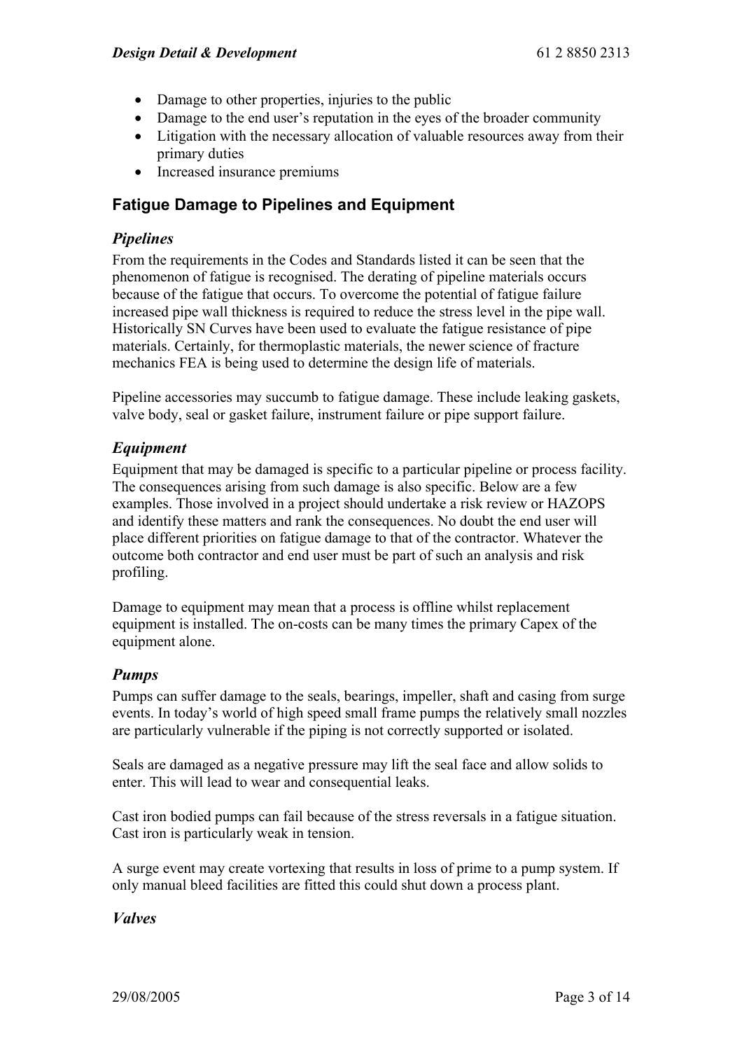- Damage to other properties, injuries to the public
- Damage to the end user's reputation in the eyes of the broader community
- Litigation with the necessary allocation of valuable resources away from their primary duties
- Increased insurance premiums

## Fatigue Damage to Pipelines and Equipment

### *Pipelines*

From the requirements in the Codes and Standards listed it can be seen that the phenomenon of fatigue is recognised. The derating of pipeline materials occurs because of the fatigue that occurs. To overcome the potential of fatigue failure increased pipe wall thickness is required to reduce the stress level in the pipe wall. Historically SN Curves have been used to evaluate the fatigue resistance of pipe materials. Certainly, for thermoplastic materials, the newer science of fracture mechanics FEA is being used to determine the design life of materials.

Pipeline accessories may succumb to fatigue damage. These include leaking gaskets, valve body, seal or gasket failure, instrument failure or pipe support failure.

### *Equipment*

Equipment that may be damaged is specific to a particular pipeline or process facility. The consequences arising from such damage is also specific. Below are a few examples. Those involved in a project should undertake a risk review or HAZOPS and identify these matters and rank the consequences. No doubt the end user will place different priorities on fatigue damage to that of the contractor. Whatever the outcome both contractor and end user must be part of such an analysis and risk profiling.

Damage to equipment may mean that a process is offline whilst replacement equipment is installed. The on-costs can be many times the primary Capex of the equipment alone.

### *Pumps*

Pumps can suffer damage to the seals, bearings, impeller, shaft and casing from surge events. In today's world of high speed small frame pumps the relatively small nozzles are particularly vulnerable if the piping is not correctly supported or isolated.

Seals are damaged as a negative pressure may lift the seal face and allow solids to enter. This will lead to wear and consequential leaks.

Cast iron bodied pumps can fail because of the stress reversals in a fatigue situation. Cast iron is particularly weak in tension.

A surge event may create vortexing that results in loss of prime to a pump system. If only manual bleed facilities are fitted this could shut down a process plant.

### *Valves*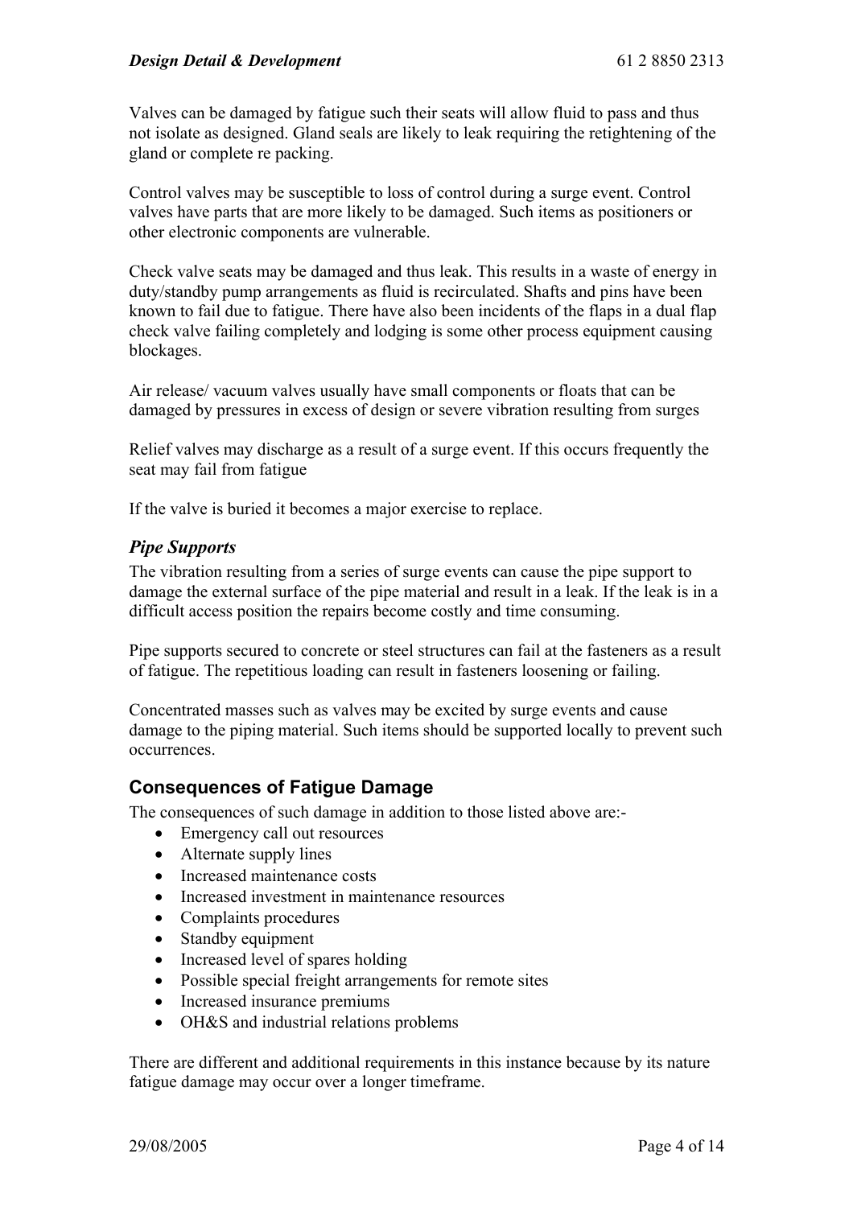Valves can be damaged by fatigue such their seats will allow fluid to pass and thus not isolate as designed. Gland seals are likely to leak requiring the retightening of the gland or complete re packing.

Control valves may be susceptible to loss of control during a surge event. Control valves have parts that are more likely to be damaged. Such items as positioners or other electronic components are vulnerable.

Check valve seats may be damaged and thus leak. This results in a waste of energy in duty/standby pump arrangements as fluid is recirculated. Shafts and pins have been known to fail due to fatigue. There have also been incidents of the flaps in a dual flap check valve failing completely and lodging is some other process equipment causing blockages.

Air release/ vacuum valves usually have small components or floats that can be damaged by pressures in excess of design or severe vibration resulting from surges

Relief valves may discharge as a result of a surge event. If this occurs frequently the seat may fail from fatigue

If the valve is buried it becomes a major exercise to replace.

### *Pipe Supports*

The vibration resulting from a series of surge events can cause the pipe support to damage the external surface of the pipe material and result in a leak. If the leak is in a difficult access position the repairs become costly and time consuming.

Pipe supports secured to concrete or steel structures can fail at the fasteners as a result of fatigue. The repetitious loading can result in fasteners loosening or failing.

Concentrated masses such as valves may be excited by surge events and cause damage to the piping material. Such items should be supported locally to prevent such occurrences.

## Consequences of Fatigue Damage

The consequences of such damage in addition to those listed above are:-

- Emergency call out resources
- Alternate supply lines
- Increased maintenance costs
- Increased investment in maintenance resources
- Complaints procedures
- Standby equipment
- Increased level of spares holding
- Possible special freight arrangements for remote sites
- Increased insurance premiums
- OH&S and industrial relations problems

There are different and additional requirements in this instance because by its nature fatigue damage may occur over a longer timeframe.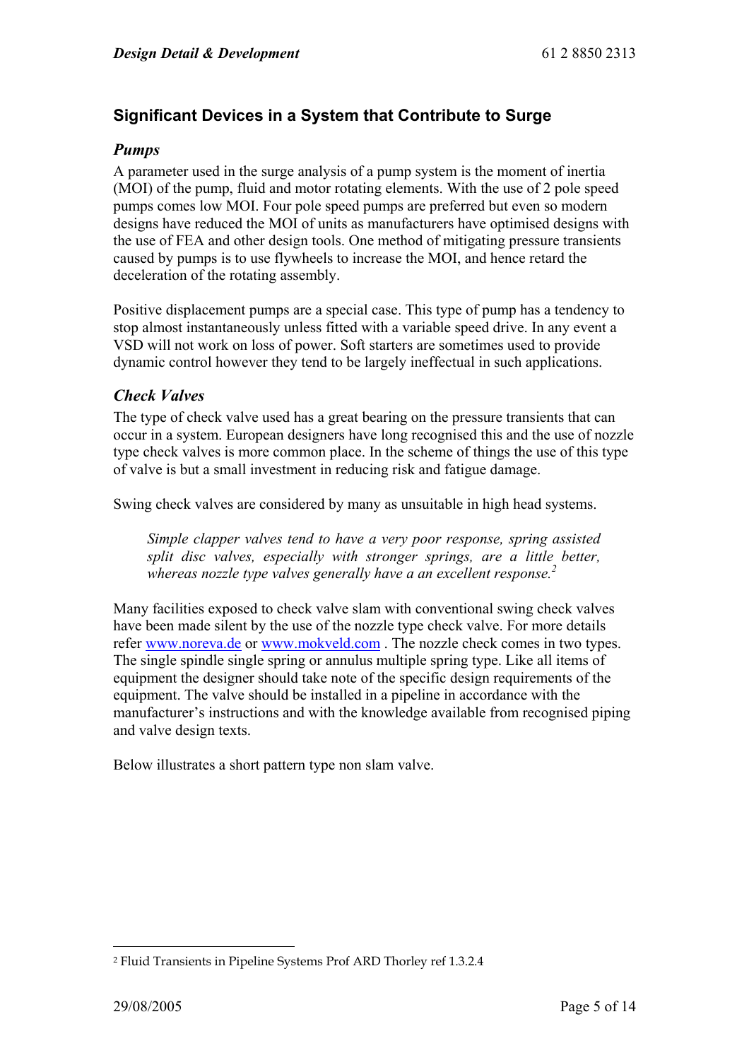## Significant Devices in a System that Contribute to Surge

### *Pumps*

A parameter used in the surge analysis of a pump system is the moment of inertia (MOI) of the pump, fluid and motor rotating elements. With the use of 2 pole speed pumps comes low MOI. Four pole speed pumps are preferred but even so modern designs have reduced the MOI of units as manufacturers have optimised designs with the use of FEA and other design tools. One method of mitigating pressure transients caused by pumps is to use flywheels to increase the MOI, and hence retard the deceleration of the rotating assembly.

Positive displacement pumps are a special case. This type of pump has a tendency to stop almost instantaneously unless fitted with a variable speed drive. In any event a VSD will not work on loss of power. Soft starters are sometimes used to provide dynamic control however they tend to be largely ineffectual in such applications.

### *Check Valves*

The type of check valve used has a great bearing on the pressure transients that can occur in a system. European designers have long recognised this and the use of nozzle type check valves is more common place. In the scheme of things the use of this type of valve is but a small investment in reducing risk and fatigue damage.

Swing check valves are considered by many as unsuitable in high head systems.

> *Simple clapper valves tend to have a very poor response, spring assisted split disc valves, especially with stronger springs, are a little better, whereas nozzle type valves generally have a an excellent response.*[2]

Many facilities exposed to check valve slam with conventional swing check valves have been made silent by the use of the nozzle type check valve. For more details refer [www.noreva.de](www.noreva.de) or [www.mokveld.com](www.mokveld.com) . The nozzle check comes in two types. The single spindle single spring or annulus multiple spring type. Like all items of equipment the designer should take note of the specific design requirements of the equipment. The valve should be installed in a pipeline in accordance with the manufacturer's instructions and with the knowledge available from recognised piping and valve design texts.

Below illustrates a short pattern type non slam valve.

---

[2] Fluid Transients in Pipeline Systems Prof ARD Thorley ref 1.3.2.4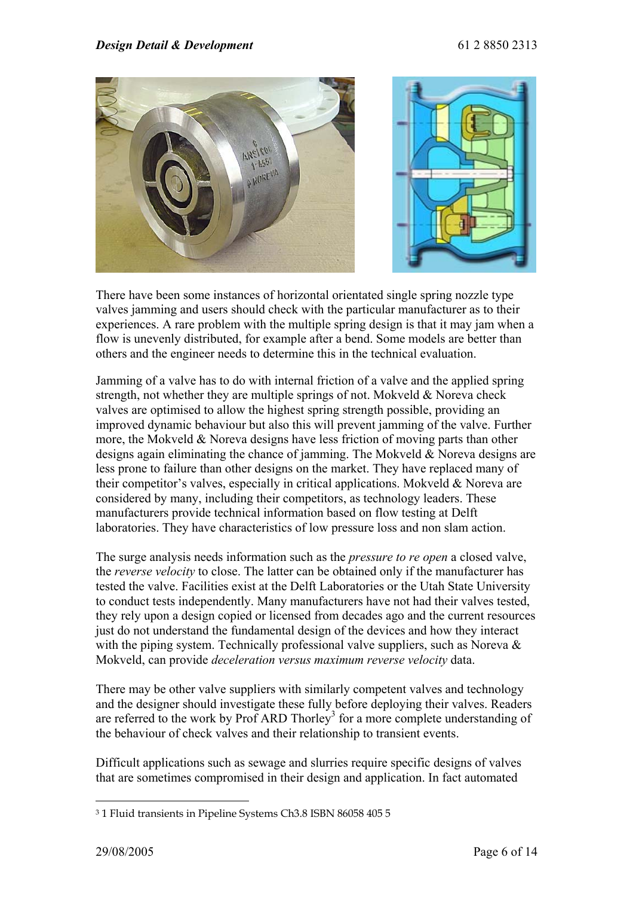There have been some instances of horizontal orientated single spring nozzle type valves jamming and users should check with the particular manufacturer as to their experiences. A rare problem with the multiple spring design is that it may jam when a flow is unevenly distributed, for example after a bend. Some models are better than others and the engineer needs to determine this in the technical evaluation.

Jamming of a valve has to do with internal friction of a valve and the applied spring strength, not whether they are multiple springs of not. Mokveld & Noreva check valves are optimised to allow the highest spring strength possible, providing an improved dynamic behaviour but also this will prevent jamming of the valve. Further more, the Mokveld & Noreva designs have less friction of moving parts than other designs again eliminating the chance of jamming. The Mokveld & Noreva designs are less prone to failure than other designs on the market. They have replaced many of their competitor's valves, especially in critical applications. Mokveld & Noreva are considered by many, including their competitors, as technology leaders. These manufacturers provide technical information based on flow testing at Delft laboratories. They have characteristics of low pressure loss and non slam action.

The surge analysis needs information such as the *pressure to re open* a closed valve, the *reverse velocity* to close. The latter can be obtained only if the manufacturer has tested the valve. Facilities exist at the Delft Laboratories or the Utah State University to conduct tests independently. Many manufacturers have not had their valves tested, they rely upon a design copied or licensed from decades ago and the current resources just do not understand the fundamental design of the devices and how they interact with the piping system. Technically professional valve suppliers, such as Noreva & Mokveld, can provide *deceleration versus maximum reverse velocity* data.

There may be other valve suppliers with similarly competent valves and technology and the designer should investigate these fully before deploying their valves. Readers are referred to the work by Prof ARD Thorley[3] for a more complete understanding of the behaviour of check valves and their relationship to transient events.

Difficult applications such as sewage and slurries require specific designs of valves that are sometimes compromised in their design and application. In fact automated

[3] 1 Fluid transients in Pipeline Systems Ch3.8 ISBN 86058 405 5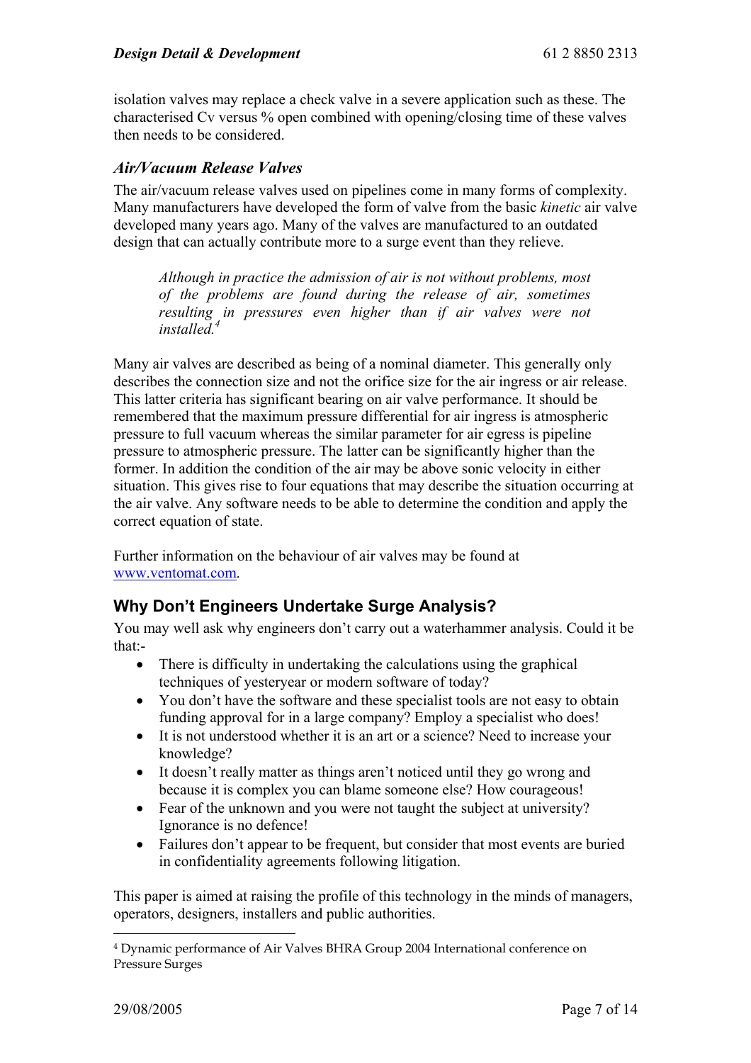isolation valves may replace a check valve in a severe application such as these. The characterised Cv versus % open combined with opening/closing time of these valves then needs to be considered.

### *Air/Vacuum Release Valves*

The air/vacuum release valves used on pipelines come in many forms of complexity. Many manufacturers have developed the form of valve from the basic *kinetic* air valve developed many years ago. Many of the valves are manufactured to an outdated design that can actually contribute more to a surge event than they relieve.

> *Although in practice the admission of air is not without problems, most of the problems are found during the release of air, sometimes resulting in pressures even higher than if air valves were not installed.*[4]

Many air valves are described as being of a nominal diameter. This generally only describes the connection size and not the orifice size for the air ingress or air release. This latter criteria has significant bearing on air valve performance. It should be remembered that the maximum pressure differential for air ingress is atmospheric pressure to full vacuum whereas the similar parameter for air egress is pipeline pressure to atmospheric pressure. The latter can be significantly higher than the former. In addition the condition of the air may be above sonic velocity in either situation. This gives rise to four equations that may describe the situation occurring at the air valve. Any software needs to be able to determine the condition and apply the correct equation of state.

Further information on the behaviour of air valves may be found at www.ventomat.com.

## Why Don't Engineers Undertake Surge Analysis?

You may well ask why engineers don't carry out a waterhammer analysis. Could it be that:-

- There is difficulty in undertaking the calculations using the graphical techniques of yesteryear or modern software of today?
- You don't have the software and these specialist tools are not easy to obtain funding approval for in a large company? Employ a specialist who does!
- It is not understood whether it is an art or a science? Need to increase your knowledge?
- It doesn't really matter as things aren't noticed until they go wrong and because it is complex you can blame someone else? How courageous!
- Fear of the unknown and you were not taught the subject at university? Ignorance is no defence!
- Failures don't appear to be frequent, but consider that most events are buried in confidentiality agreements following litigation.

This paper is aimed at raising the profile of this technology in the minds of managers, operators, designers, installers and public authorities.

---

[4] Dynamic performance of Air Valves BHRA Group 2004 International conference on Pressure Surges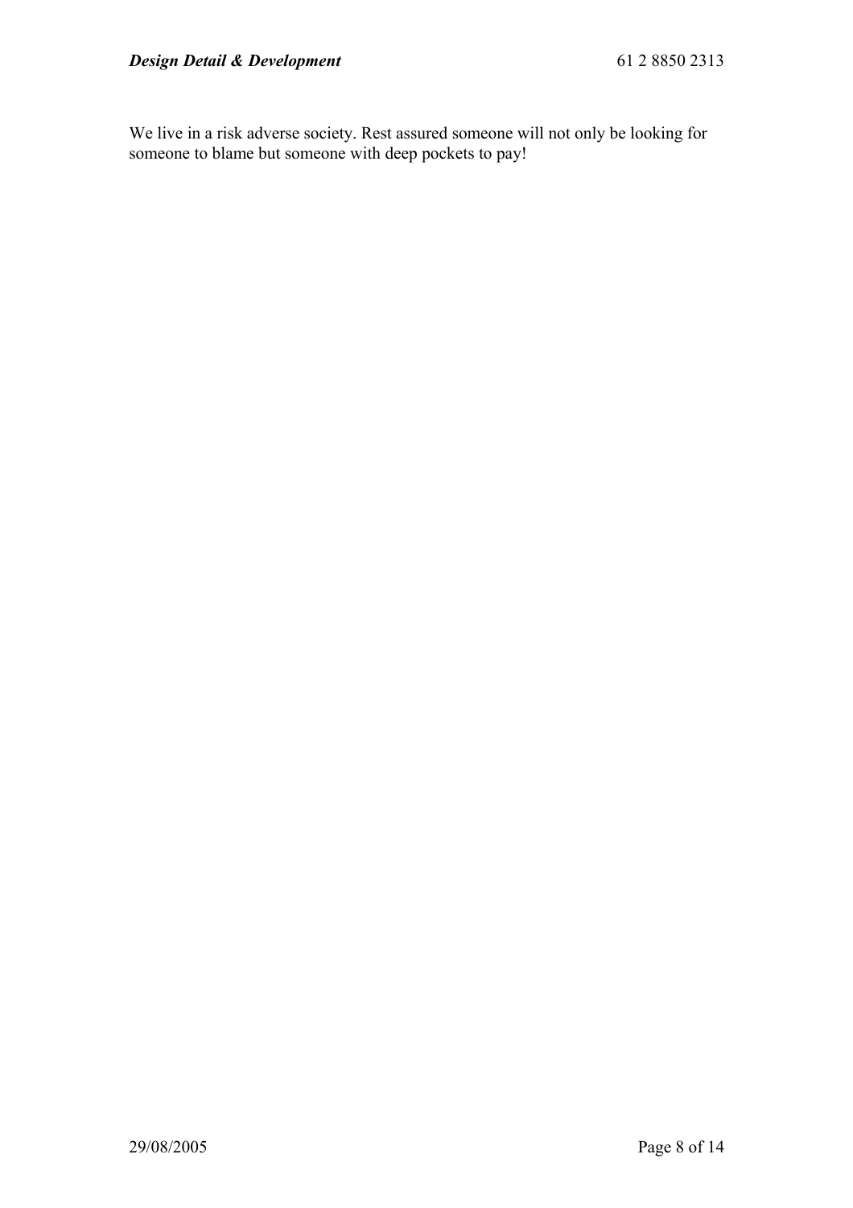We live in a risk adverse society. Rest assured someone will not only be looking for someone to blame but someone with deep pockets to pay!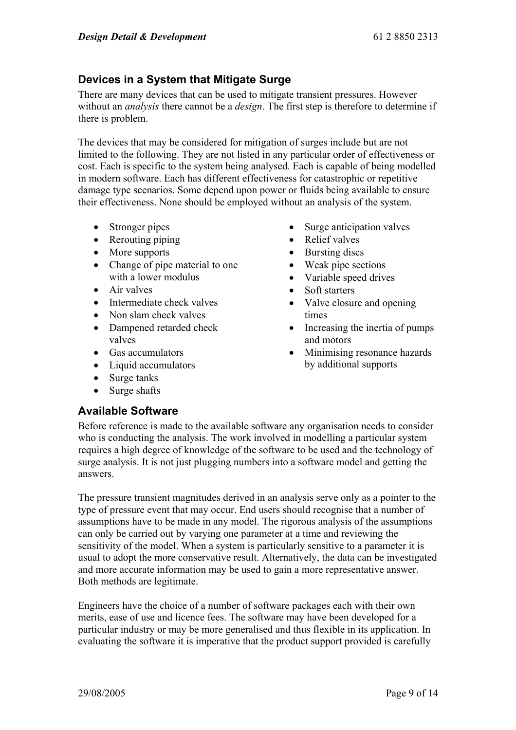## Devices in a System that Mitigate Surge

There are many devices that can be used to mitigate transient pressures. However without an *analysis* there cannot be a *design*. The first step is therefore to determine if there is problem.

The devices that may be considered for mitigation of surges include but are not limited to the following. They are not listed in any particular order of effectiveness or cost. Each is specific to the system being analysed. Each is capable of being modelled in modern software. Each has different effectiveness for catastrophic or repetitive damage type scenarios. Some depend upon power or fluids being available to ensure their effectiveness. None should be employed without an analysis of the system.

- Stronger pipes
- Rerouting piping
- More supports
- Change of pipe material to one with a lower modulus
- Air valves
- Intermediate check valves
- Non slam check valves
- Dampened retarded check valves
- Gas accumulators
- Liquid accumulators
- Surge tanks
- Surge shafts
- Surge anticipation valves
- Relief valves
- Bursting discs
- Weak pipe sections
- Variable speed drives
- Soft starters
- Valve closure and opening times
- Increasing the inertia of pumps and motors
- Minimising resonance hazards by additional supports

## Available Software

Before reference is made to the available software any organisation needs to consider who is conducting the analysis. The work involved in modelling a particular system requires a high degree of knowledge of the software to be used and the technology of surge analysis. It is not just plugging numbers into a software model and getting the answers.

The pressure transient magnitudes derived in an analysis serve only as a pointer to the type of pressure event that may occur. End users should recognise that a number of assumptions have to be made in any model. The rigorous analysis of the assumptions can only be carried out by varying one parameter at a time and reviewing the sensitivity of the model. When a system is particularly sensitive to a parameter it is usual to adopt the more conservative result. Alternatively, the data can be investigated and more accurate information may be used to gain a more representative answer. Both methods are legitimate.

Engineers have the choice of a number of software packages each with their own merits, ease of use and licence fees. The software may have been developed for a particular industry or may be more generalised and thus flexible in its application. In evaluating the software it is imperative that the product support provided is carefully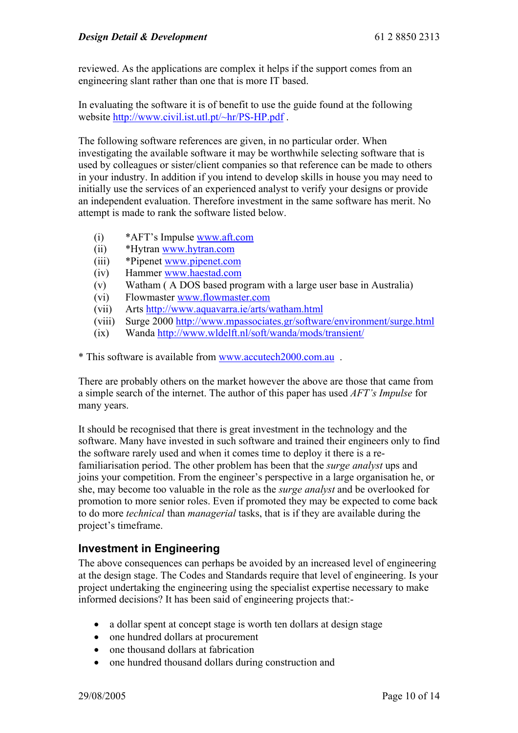reviewed. As the applications are complex it helps if the support comes from an engineering slant rather than one that is more IT based.

In evaluating the software it is of benefit to use the guide found at the following website http://www.civil.ist.utl.pt/~hr/PS-HP.pdf .

The following software references are given, in no particular order. When investigating the available software it may be worthwhile selecting software that is used by colleagues or sister/client companies so that reference can be made to others in your industry. In addition if you intend to develop skills in house you may need to initially use the services of an experienced analyst to verify your designs or provide an independent evaluation. Therefore investment in the same software has merit. No attempt is made to rank the software listed below.

(i) *AFT's Impulse www.aft.com
(ii) *Hytran www.hytran.com
(iii) *Pipenet www.pipenet.com
(iv) Hammer www.haestad.com
(v) Watham ( A DOS based program with a large user base in Australia)
(vi) Flowmaster www.flowmaster.com
(vii) Arts http://www.aquavarra.ie/arts/watham.html
(viii) Surge 2000 http://www.mpassociates.gr/software/environment/surge.html
(ix) Wanda http://www.wldelft.nl/soft/wanda/mods/transient/

* This software is available from www.accutech2000.com.au .

There are probably others on the market however the above are those that came from a simple search of the internet. The author of this paper has used *AFT's Impulse* for many years.

It should be recognised that there is great investment in the technology and the software. Many have invested in such software and trained their engineers only to find the software rarely used and when it comes time to deploy it there is a re-familiarisation period. The other problem has been that the *surge analyst* ups and joins your competition. From the engineer's perspective in a large organisation he, or she, may become too valuable in the role as the *surge analyst* and be overlooked for promotion to more senior roles. Even if promoted they may be expected to come back to do more *technical* than *managerial* tasks, that is if they are available during the project's timeframe.

## Investment in Engineering

The above consequences can perhaps be avoided by an increased level of engineering at the design stage. The Codes and Standards require that level of engineering. Is your project undertaking the engineering using the specialist expertise necessary to make informed decisions? It has been said of engineering projects that:-

- a dollar spent at concept stage is worth ten dollars at design stage
- one hundred dollars at procurement
- one thousand dollars at fabrication
- one hundred thousand dollars during construction and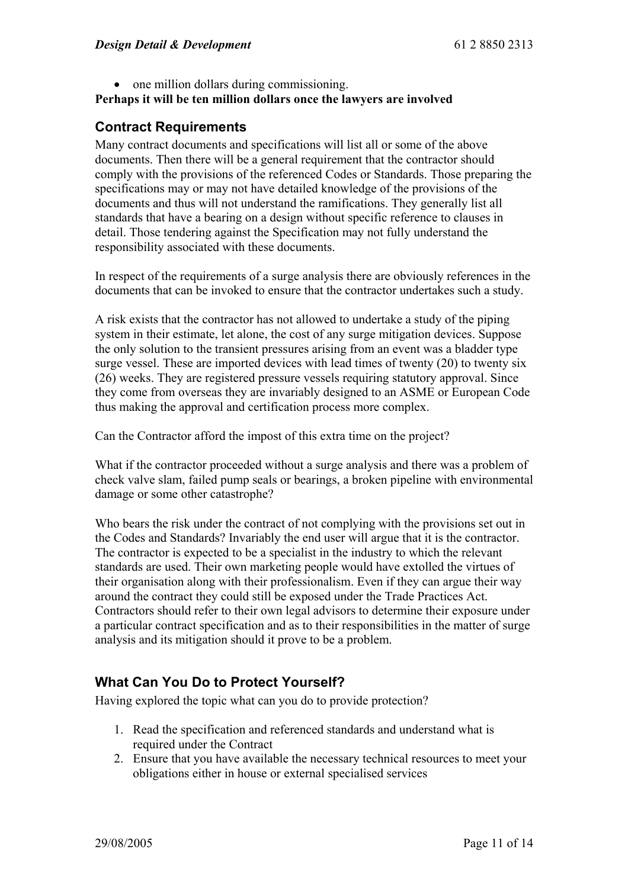- one million dollars during commissioning.

**Perhaps it will be ten million dollars once the lawyers are involved**

## Contract Requirements

Many contract documents and specifications will list all or some of the above documents. Then there will be a general requirement that the contractor should comply with the provisions of the referenced Codes or Standards. Those preparing the specifications may or may not have detailed knowledge of the provisions of the documents and thus will not understand the ramifications. They generally list all standards that have a bearing on a design without specific reference to clauses in detail. Those tendering against the Specification may not fully understand the responsibility associated with these documents.

In respect of the requirements of a surge analysis there are obviously references in the documents that can be invoked to ensure that the contractor undertakes such a study.

A risk exists that the contractor has not allowed to undertake a study of the piping system in their estimate, let alone, the cost of any surge mitigation devices. Suppose the only solution to the transient pressures arising from an event was a bladder type surge vessel. These are imported devices with lead times of twenty (20) to twenty six (26) weeks. They are registered pressure vessels requiring statutory approval. Since they come from overseas they are invariably designed to an ASME or European Code thus making the approval and certification process more complex.

Can the Contractor afford the impost of this extra time on the project?

What if the contractor proceeded without a surge analysis and there was a problem of check valve slam, failed pump seals or bearings, a broken pipeline with environmental damage or some other catastrophe?

Who bears the risk under the contract of not complying with the provisions set out in the Codes and Standards? Invariably the end user will argue that it is the contractor. The contractor is expected to be a specialist in the industry to which the relevant standards are used. Their own marketing people would have extolled the virtues of their organisation along with their professionalism. Even if they can argue their way around the contract they could still be exposed under the Trade Practices Act. Contractors should refer to their own legal advisors to determine their exposure under a particular contract specification and as to their responsibilities in the matter of surge analysis and its mitigation should it prove to be a problem.

## What Can You Do to Protect Yourself?

Having explored the topic what can you do to provide protection?

1. Read the specification and referenced standards and understand what is required under the Contract
2. Ensure that you have available the necessary technical resources to meet your obligations either in house or external specialised services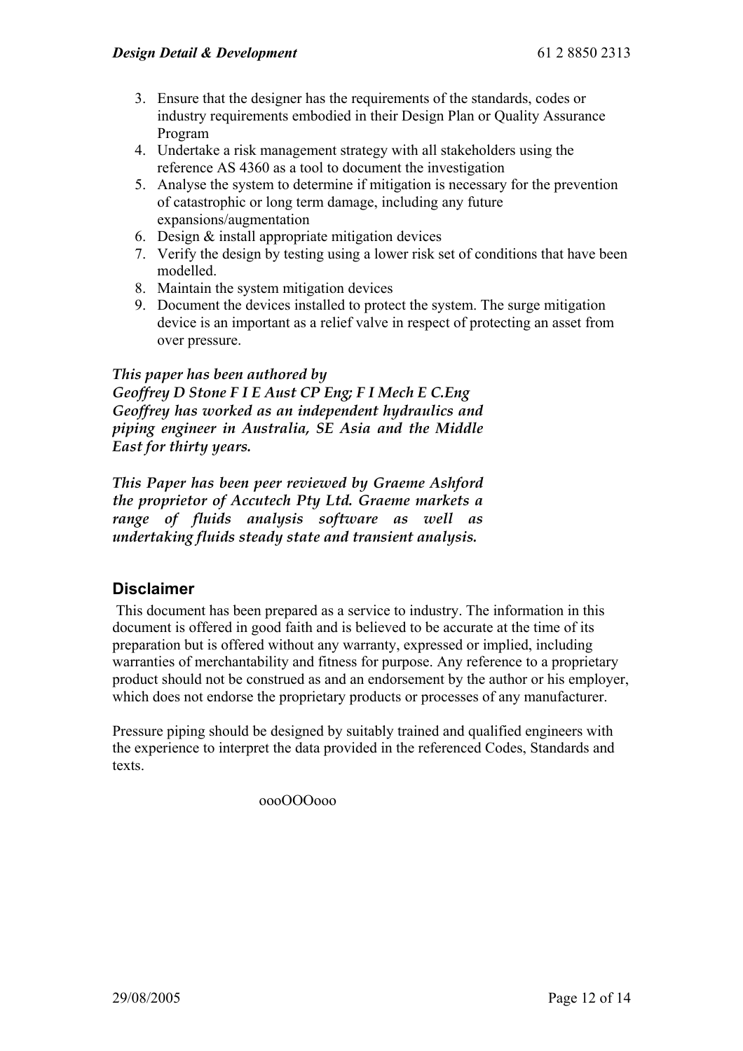3. Ensure that the designer has the requirements of the standards, codes or industry requirements embodied in their Design Plan or Quality Assurance Program
4. Undertake a risk management strategy with all stakeholders using the reference AS 4360 as a tool to document the investigation
5. Analyse the system to determine if mitigation is necessary for the prevention of catastrophic or long term damage, including any future expansions/augmentation
6. Design & install appropriate mitigation devices
7. Verify the design by testing using a lower risk set of conditions that have been modelled.
8. Maintain the system mitigation devices
9. Document the devices installed to protect the system. The surge mitigation device is an important as a relief valve in respect of protecting an asset from over pressure.

***This paper has been authored by Geoffrey D Stone F I E Aust CP Eng; F I Mech E C.Eng Geoffrey has worked as an independent hydraulics and piping engineer in Australia, SE Asia and the Middle East for thirty years.***

***This Paper has been peer reviewed by Graeme Ashford the proprietor of Accutech Pty Ltd. Graeme markets a range of fluids analysis software as well as undertaking fluids steady state and transient analysis.***

## Disclaimer

This document has been prepared as a service to industry. The information in this document is offered in good faith and is believed to be accurate at the time of its preparation but is offered without any warranty, expressed or implied, including warranties of merchantability and fitness for purpose. Any reference to a proprietary product should not be construed as and an endorsement by the author or his employer, which does not endorse the proprietary products or processes of any manufacturer.

Pressure piping should be designed by suitably trained and qualified engineers with the experience to interpret the data provided in the referenced Codes, Standards and texts.

oooOOOooo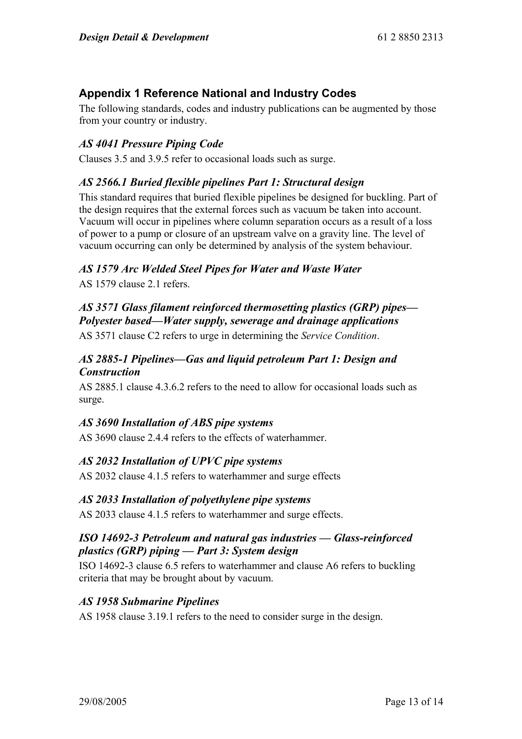## Appendix 1 Reference National and Industry Codes

The following standards, codes and industry publications can be augmented by those from your country or industry.

### *AS 4041 Pressure Piping Code*

Clauses 3.5 and 3.9.5 refer to occasional loads such as surge.

### *AS 2566.1 Buried flexible pipelines Part 1: Structural design*

This standard requires that buried flexible pipelines be designed for buckling. Part of the design requires that the external forces such as vacuum be taken into account. Vacuum will occur in pipelines where column separation occurs as a result of a loss of power to a pump or closure of an upstream valve on a gravity line. The level of vacuum occurring can only be determined by analysis of the system behaviour.

### *AS 1579 Arc Welded Steel Pipes for Water and Waste Water*

AS 1579 clause 2.1 refers.

### *AS 3571 Glass filament reinforced thermosetting plastics (GRP) pipes—Polyester based—Water supply, sewerage and drainage applications*

AS 3571 clause C2 refers to urge in determining the *Service Condition*.

### *AS 2885-1 Pipelines—Gas and liquid petroleum Part 1: Design and Construction*

AS 2885.1 clause 4.3.6.2 refers to the need to allow for occasional loads such as surge.

### *AS 3690 Installation of ABS pipe systems*

AS 3690 clause 2.4.4 refers to the effects of waterhammer.

### *AS 2032 Installation of UPVC pipe systems*

AS 2032 clause 4.1.5 refers to waterhammer and surge effects

### *AS 2033 Installation of polyethylene pipe systems*

AS 2033 clause 4.1.5 refers to waterhammer and surge effects.

### *ISO 14692-3 Petroleum and natural gas industries — Glass-reinforced plastics (GRP) piping — Part 3: System design*

ISO 14692-3 clause 6.5 refers to waterhammer and clause A6 refers to buckling criteria that may be brought about by vacuum.

### *AS 1958 Submarine Pipelines*

AS 1958 clause 3.19.1 refers to the need to consider surge in the design.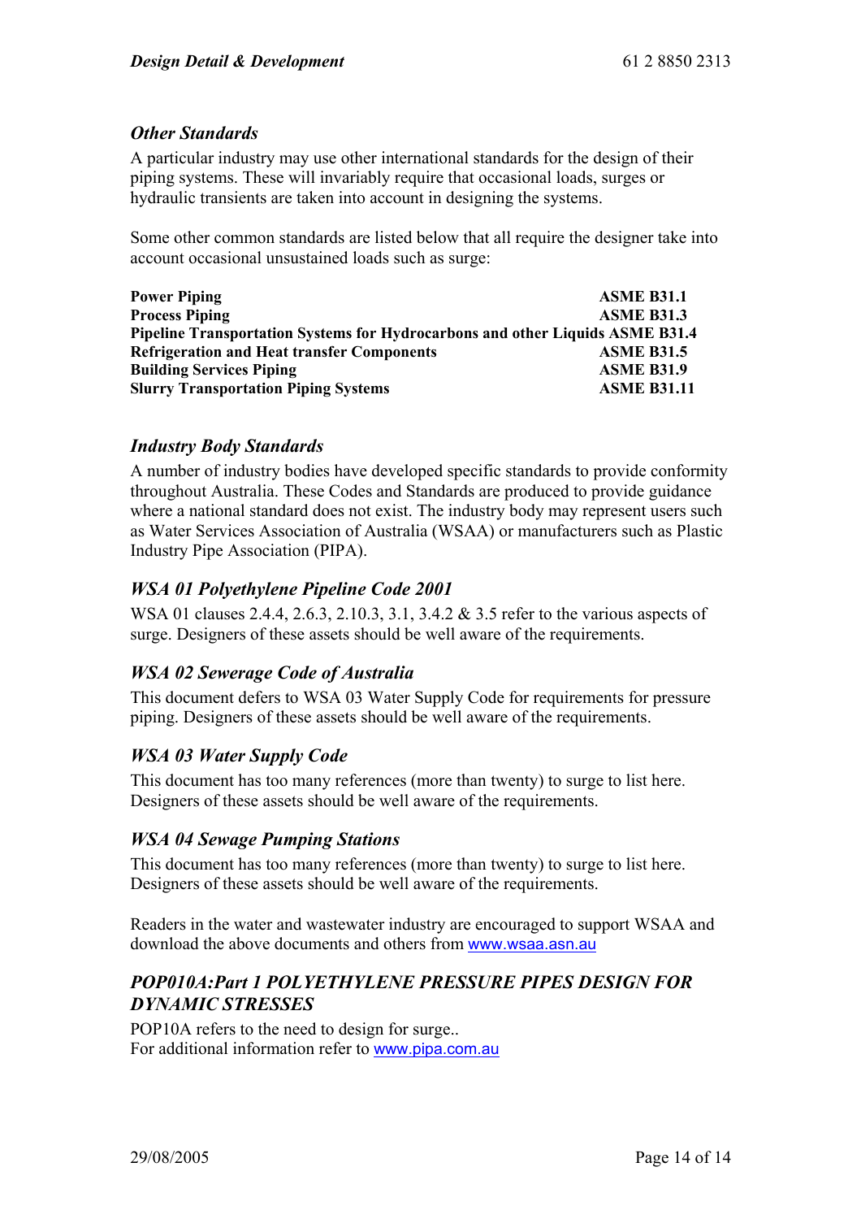### *Other Standards*

A particular industry may use other international standards for the design of their piping systems. These will invariably require that occasional loads, surges or hydraulic transients are taken into account in designing the systems.

Some other common standards are listed below that all require the designer take into account occasional unsustained loads such as surge:

| | |
|---|---|
| **Power Piping** | **ASME B31.1** |
| **Process Piping** | **ASME B31.3** |
| **Pipeline Transportation Systems for Hydrocarbons and other Liquids** | **ASME B31.4** |
| **Refrigeration and Heat transfer Components** | **ASME B31.5** |
| **Building Services Piping** | **ASME B31.9** |
| **Slurry Transportation Piping Systems** | **ASME B31.11** |

### *Industry Body Standards*

A number of industry bodies have developed specific standards to provide conformity throughout Australia. These Codes and Standards are produced to provide guidance where a national standard does not exist. The industry body may represent users such as Water Services Association of Australia (WSAA) or manufacturers such as Plastic Industry Pipe Association (PIPA).

### *WSA 01 Polyethylene Pipeline Code 2001*

WSA 01 clauses 2.4.4, 2.6.3, 2.10.3, 3.1, 3.4.2 & 3.5 refer to the various aspects of surge. Designers of these assets should be well aware of the requirements.

### *WSA 02 Sewerage Code of Australia*

This document defers to WSA 03 Water Supply Code for requirements for pressure piping. Designers of these assets should be well aware of the requirements.

### *WSA 03 Water Supply Code*

This document has too many references (more than twenty) to surge to list here. Designers of these assets should be well aware of the requirements.

### *WSA 04 Sewage Pumping Stations*

This document has too many references (more than twenty) to surge to list here. Designers of these assets should be well aware of the requirements.

Readers in the water and wastewater industry are encouraged to support WSAA and download the above documents and others from www.wsaa.asn.au

### *POP010A:Part 1 POLYETHYLENE PRESSURE PIPES DESIGN FOR DYNAMIC STRESSES*

POP10A refers to the need to design for surge..
For additional information refer to www.pipa.com.au